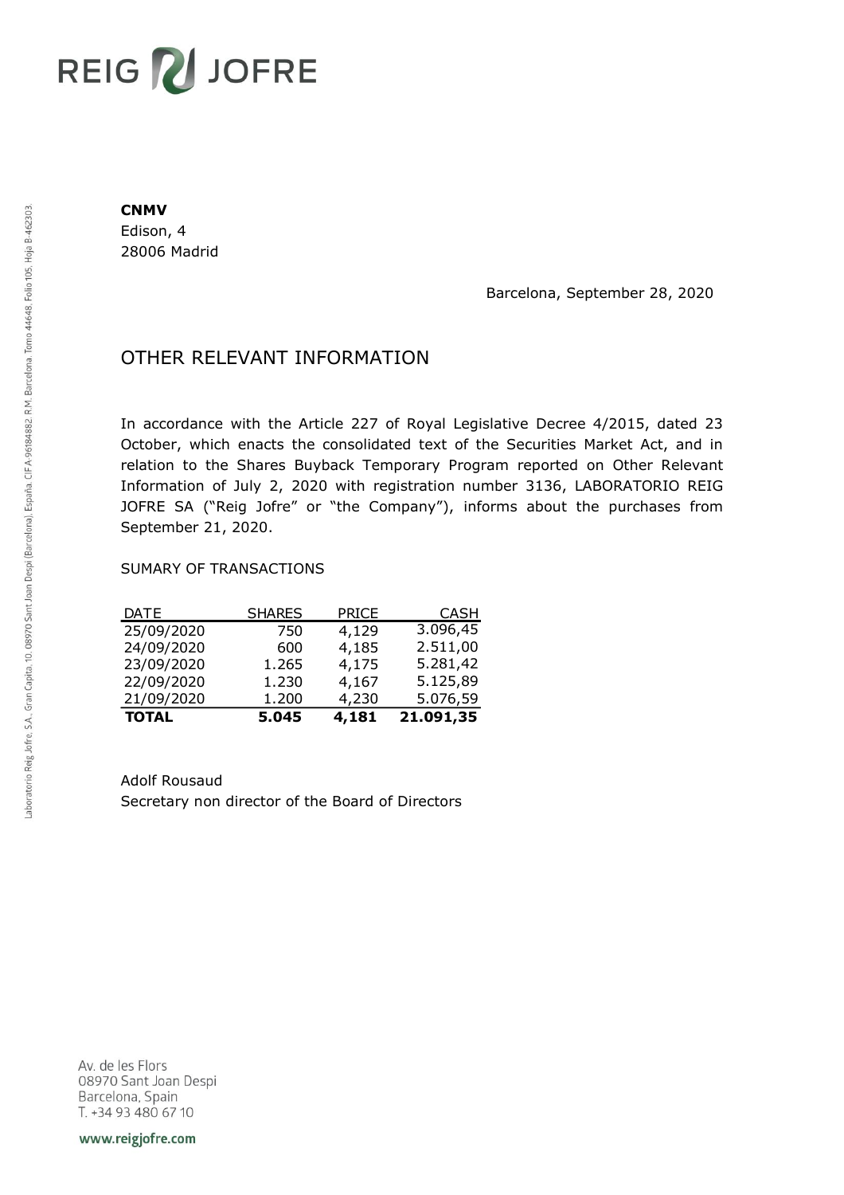**CNMV**
Edison, 4
28006 Madrid

Barcelona, September 28, 2020

# OTHER RELEVANT INFORMATION

In accordance with the Article 227 of Royal Legislative Decree 4/2015, dated 23 October, which enacts the consolidated text of the Securities Market Act, and in relation to the Shares Buyback Temporary Program reported on Other Relevant Information of July 2, 2020 with registration number 3136, LABORATORIO REIG JOFRE SA ("Reig Jofre" or "the Company"), informs about the purchases from September 21, 2020.

SUMARY OF TRANSACTIONS

| DATE | SHARES | PRICE | CASH |
|---|---|---|---|
| 25/09/2020 | 750 | 4,129 | 3.096,45 |
| 24/09/2020 | 600 | 4,185 | 2.511,00 |
| 23/09/2020 | 1.265 | 4,175 | 5.281,42 |
| 22/09/2020 | 1.230 | 4,167 | 5.125,89 |
| 21/09/2020 | 1.200 | 4,230 | 5.076,59 |
| **TOTAL** | **5.045** | **4,181** | **21.091,35** |

Adolf Rousaud
Secretary non director of the Board of Directors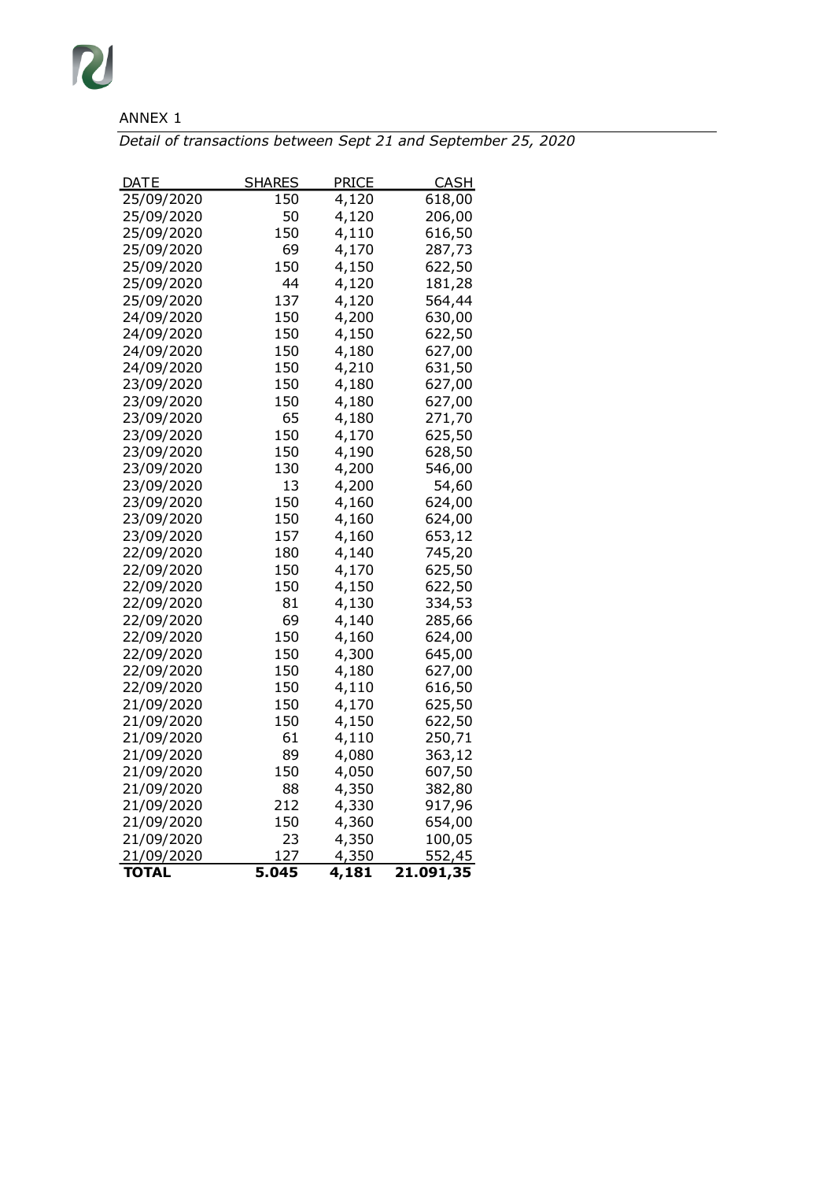ANNEX 1

*Detail of transactions between Sept 21 and September 25, 2020*

| DATE | SHARES | PRICE | CASH |
|---|---|---|---|
| 25/09/2020 | 150 | 4,120 | 618,00 |
| 25/09/2020 | 50 | 4,120 | 206,00 |
| 25/09/2020 | 150 | 4,110 | 616,50 |
| 25/09/2020 | 69 | 4,170 | 287,73 |
| 25/09/2020 | 150 | 4,150 | 622,50 |
| 25/09/2020 | 44 | 4,120 | 181,28 |
| 25/09/2020 | 137 | 4,120 | 564,44 |
| 24/09/2020 | 150 | 4,200 | 630,00 |
| 24/09/2020 | 150 | 4,150 | 622,50 |
| 24/09/2020 | 150 | 4,180 | 627,00 |
| 24/09/2020 | 150 | 4,210 | 631,50 |
| 23/09/2020 | 150 | 4,180 | 627,00 |
| 23/09/2020 | 150 | 4,180 | 627,00 |
| 23/09/2020 | 65 | 4,180 | 271,70 |
| 23/09/2020 | 150 | 4,170 | 625,50 |
| 23/09/2020 | 150 | 4,190 | 628,50 |
| 23/09/2020 | 130 | 4,200 | 546,00 |
| 23/09/2020 | 13 | 4,200 | 54,60 |
| 23/09/2020 | 150 | 4,160 | 624,00 |
| 23/09/2020 | 150 | 4,160 | 624,00 |
| 23/09/2020 | 157 | 4,160 | 653,12 |
| 22/09/2020 | 180 | 4,140 | 745,20 |
| 22/09/2020 | 150 | 4,170 | 625,50 |
| 22/09/2020 | 150 | 4,150 | 622,50 |
| 22/09/2020 | 81 | 4,130 | 334,53 |
| 22/09/2020 | 69 | 4,140 | 285,66 |
| 22/09/2020 | 150 | 4,160 | 624,00 |
| 22/09/2020 | 150 | 4,300 | 645,00 |
| 22/09/2020 | 150 | 4,180 | 627,00 |
| 22/09/2020 | 150 | 4,110 | 616,50 |
| 21/09/2020 | 150 | 4,170 | 625,50 |
| 21/09/2020 | 150 | 4,150 | 622,50 |
| 21/09/2020 | 61 | 4,110 | 250,71 |
| 21/09/2020 | 89 | 4,080 | 363,12 |
| 21/09/2020 | 150 | 4,050 | 607,50 |
| 21/09/2020 | 88 | 4,350 | 382,80 |
| 21/09/2020 | 212 | 4,330 | 917,96 |
| 21/09/2020 | 150 | 4,360 | 654,00 |
| 21/09/2020 | 23 | 4,350 | 100,05 |
| 21/09/2020 | 127 | 4,350 | 552,45 |
| **TOTAL** | **5.045** | **4,181** | **21.091,35** |